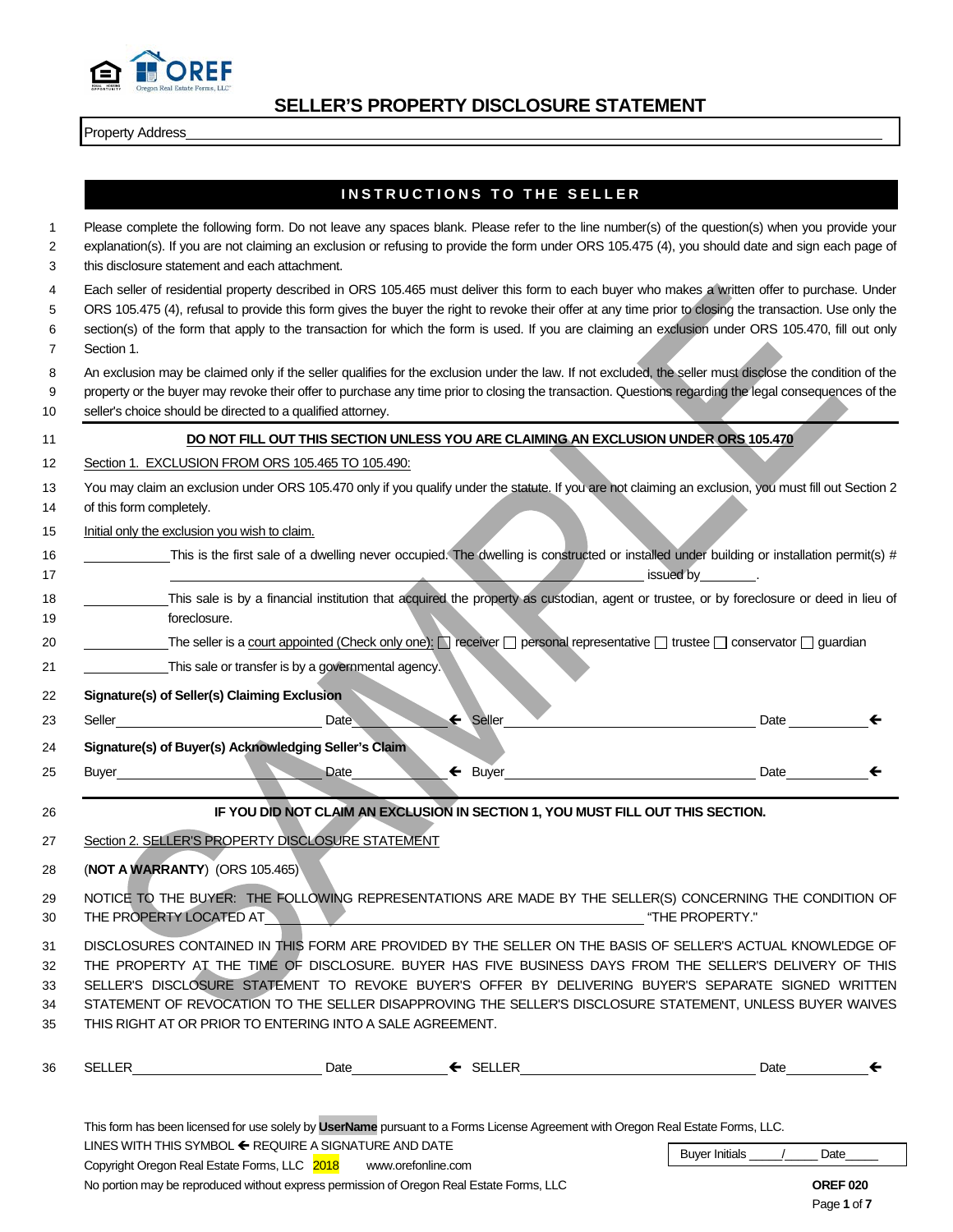# SELLER'S PROPERTY DISCLOSURE STATEMENT

Property Address_______________________________________________

## INSTRUCTIONS TO THE SELLER

Please complete the following form. Do not leave any spaces blank. Please refer to the line number(s) of the question(s) when you provide your explanation(s). If you are not claiming an exclusion or refusing to provide the form under ORS 105.475 (4), you should date and sign each page of this disclosure statement and each attachment.

Each seller of residential property described in ORS 105.465 must deliver this form to each buyer who makes a written offer to purchase. Under ORS 105.475 (4), refusal to provide this form gives the buyer the right to revoke their offer at any time prior to closing the transaction. Use only the section(s) of the form that apply to the transaction for which the form is used. If you are claiming an exclusion under ORS 105.470, fill out only Section 1.

An exclusion may be claimed only if the seller qualifies for the exclusion under the law. If not excluded, the seller must disclose the condition of the property or the buyer may revoke their offer to purchase any time prior to closing the transaction. Questions regarding the legal consequences of the seller's choice should be directed to a qualified attorney.

**DO NOT FILL OUT THIS SECTION UNLESS YOU ARE CLAIMING AN EXCLUSION UNDER ORS 105.470**

Section 1. EXCLUSION FROM ORS 105.465 TO 105.490:

You may claim an exclusion under ORS 105.470 only if you qualify under the statute. If you are not claiming an exclusion, you must fill out Section 2 of this form completely.

Initial only the exclusion you wish to claim.

________ This is the first sale of a dwelling never occupied. The dwelling is constructed or installed under building or installation permit(s) # ______________________ issued by________.

________ This sale is by a financial institution that acquired the property as custodian, agent or trustee, or by foreclosure or deed in lieu of foreclosure.

________ The seller is a court appointed (Check only one): ☐ receiver ☐ personal representative ☐ trustee ☐ conservator ☐ guardian

________ This sale or transfer is by a governmental agency.

**Signature(s) of Seller(s) Claiming Exclusion**

Seller____________________ Date__________ ← Seller____________________ Date__________ ←

**Signature(s) of Buyer(s) Acknowledging Seller's Claim**

Buyer____________________ Date__________ ← Buyer____________________ Date__________ ←

**IF YOU DID NOT CLAIM AN EXCLUSION IN SECTION 1, YOU MUST FILL OUT THIS SECTION.**

Section 2. SELLER'S PROPERTY DISCLOSURE STATEMENT

(**NOT A WARRANTY**) (ORS 105.465)

NOTICE TO THE BUYER: THE FOLLOWING REPRESENTATIONS ARE MADE BY THE SELLER(S) CONCERNING THE CONDITION OF THE PROPERTY LOCATED AT ______________________________ "THE PROPERTY."

DISCLOSURES CONTAINED IN THIS FORM ARE PROVIDED BY THE SELLER ON THE BASIS OF SELLER'S ACTUAL KNOWLEDGE OF THE PROPERTY AT THE TIME OF DISCLOSURE. BUYER HAS FIVE BUSINESS DAYS FROM THE SELLER'S DELIVERY OF THIS SELLER'S DISCLOSURE STATEMENT TO REVOKE BUYER'S OFFER BY DELIVERING BUYER'S SEPARATE SIGNED WRITTEN STATEMENT OF REVOCATION TO THE SELLER DISAPPROVING THE SELLER'S DISCLOSURE STATEMENT, UNLESS BUYER WAIVES THIS RIGHT AT OR PRIOR TO ENTERING INTO A SALE AGREEMENT.

SELLER____________________ Date__________ ← SELLER____________________ Date__________ ←

This form has been licensed for use solely by **UserName** pursuant to a Forms License Agreement with Oregon Real Estate Forms, LLC.

LINES WITH THIS SYMBOL ← REQUIRE A SIGNATURE AND DATE

Copyright Oregon Real Estate Forms, LLC 2018 www.orefonline.com

No portion may be reproduced without express permission of Oregon Real Estate Forms, LLC

Buyer Initials _____/_____ Date_____

OREF 020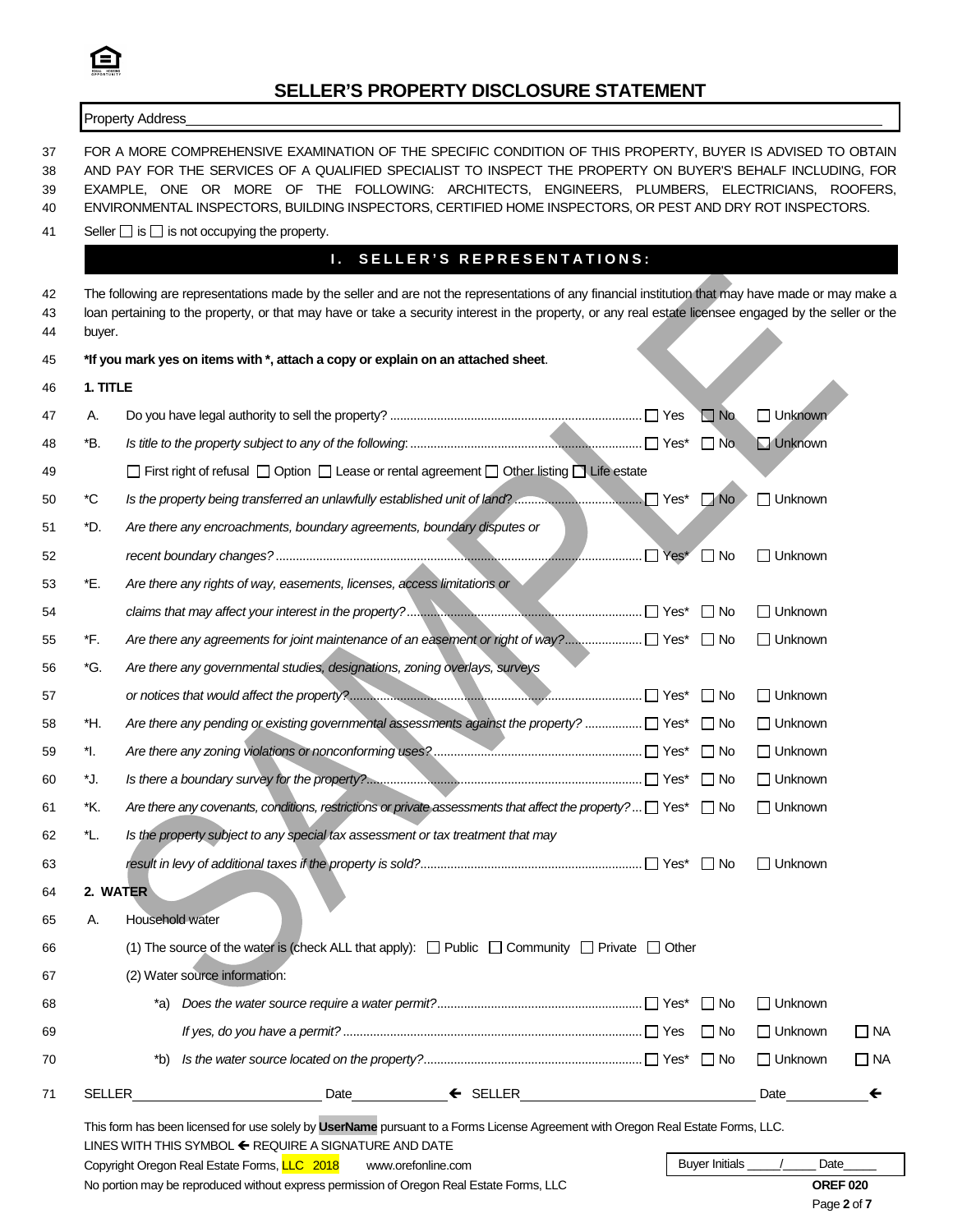# SELLER'S PROPERTY DISCLOSURE STATEMENT

Property Address\_\_\_\_\_\_\_\_\_\_\_\_\_\_\_\_\_\_\_\_\_\_\_\_\_\_\_\_\_\_\_\_\_\_\_\_\_\_\_\_\_\_\_\_\_\_\_\_

37 FOR A MORE COMPREHENSIVE EXAMINATION OF THE SPECIFIC CONDITION OF THIS PROPERTY, BUYER IS ADVISED TO OBTAIN
38 AND PAY FOR THE SERVICES OF A QUALIFIED SPECIALIST TO INSPECT THE PROPERTY ON BUYER'S BEHALF INCLUDING, FOR
39 EXAMPLE, ONE OR MORE OF THE FOLLOWING: ARCHITECTS, ENGINEERS, PLUMBERS, ELECTRICIANS, ROOFERS,
40 ENVIRONMENTAL INSPECTORS, BUILDING INSPECTORS, CERTIFIED HOME INSPECTORS, OR PEST AND DRY ROT INSPECTORS.

41 Seller ☐ is ☐ is not occupying the property.

## I. SELLER'S REPRESENTATIONS:

42 The following are representations made by the seller and are not the representations of any financial institution that may have made or may make a
43 loan pertaining to the property, or that may have or take a security interest in the property, or any real estate licensee engaged by the seller or the
44 buyer.

45 **\*If you mark yes on items with \*, attach a copy or explain on an attached sheet**.

46 **1. TITLE**

| | | | | | | |
|---|---|---|---|---|---|---|
| 47 | A. | Do you have legal authority to sell the property? | ☐ Yes | ☐ No | ☐ Unknown | |
| 48 | \*B. | *Is title to the property subject to any of the following:* | ☐ Yes\* | ☐ No | ☐ Unknown | |
| 49 | | ☐ First right of refusal ☐ Option ☐ Lease or rental agreement ☐ Other listing ☐ Life estate | | | | |
| 50 | \*C | *Is the property being transferred an unlawfully established unit of land?* | ☐ Yes\* | ☐ No | ☐ Unknown | |
| 51–52 | \*D. | *Are there any encroachments, boundary agreements, boundary disputes or recent boundary changes?* | ☐ Yes\* | ☐ No | ☐ Unknown | |
| 53–54 | \*E. | *Are there any rights of way, easements, licenses, access limitations or claims that may affect your interest in the property?* | ☐ Yes\* | ☐ No | ☐ Unknown | |
| 55 | \*F. | *Are there any agreements for joint maintenance of an easement or right of way?* | ☐ Yes\* | ☐ No | ☐ Unknown | |
| 56–57 | \*G. | *Are there any governmental studies, designations, zoning overlays, surveys or notices that would affect the property?* | ☐ Yes\* | ☐ No | ☐ Unknown | |
| 58 | \*H. | *Are there any pending or existing governmental assessments against the property?* | ☐ Yes\* | ☐ No | ☐ Unknown | |
| 59 | \*I. | *Are there any zoning violations or nonconforming uses?* | ☐ Yes\* | ☐ No | ☐ Unknown | |
| 60 | \*J. | *Is there a boundary survey for the property?* | ☐ Yes\* | ☐ No | ☐ Unknown | |
| 61 | \*K. | *Are there any covenants, conditions, restrictions or private assessments that affect the property?* | ☐ Yes\* | ☐ No | ☐ Unknown | |
| 62–63 | \*L. | *Is the property subject to any special tax assessment or tax treatment that may result in levy of additional taxes if the property is sold?* | ☐ Yes\* | ☐ No | ☐ Unknown | |

64 **2. WATER**

65 A. Household water

66 (1) The source of the water is (check ALL that apply): ☐ Public ☐ Community ☐ Private ☐ Other

67 (2) Water source information:

| | | | | | | |
|---|---|---|---|---|---|---|
| 68 | \*a) | *Does the water source require a water permit?* | ☐ Yes\* | ☐ No | ☐ Unknown | |
| 69 | | *If yes, do you have a permit?* | ☐ Yes | ☐ No | ☐ Unknown | ☐ NA |
| 70 | \*b) | *Is the water source located on the property?* | ☐ Yes\* | ☐ No | ☐ Unknown | ☐ NA |

71 SELLER\_\_\_\_\_\_\_\_\_\_\_\_\_\_\_\_\_\_\_\_ Date\_\_\_\_\_\_\_\_\_\_ ← SELLER\_\_\_\_\_\_\_\_\_\_\_\_\_\_\_\_\_\_\_\_ Date\_\_\_\_\_\_\_\_\_\_ ←

This form has been licensed for use solely by **UserName** pursuant to a Forms License Agreement with Oregon Real Estate Forms, LLC.
LINES WITH THIS SYMBOL ← REQUIRE A SIGNATURE AND DATE
Copyright Oregon Real Estate Forms, LLC 2018 www.orefonline.com
No portion may be reproduced without express permission of Oregon Real Estate Forms, LLC

Buyer Initials \_\_\_\_/\_\_\_\_ Date\_\_\_\_

**OREF 020**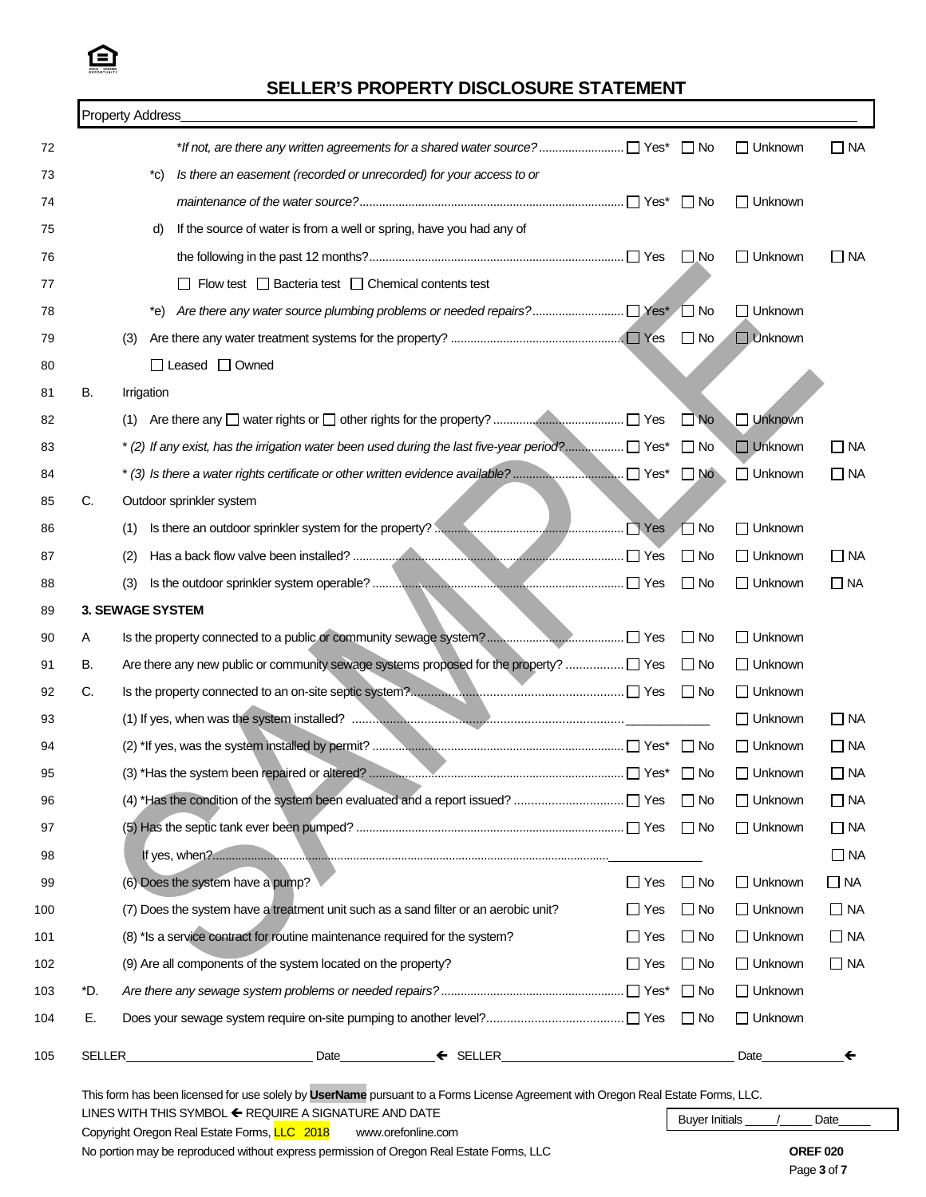# SELLER'S PROPERTY DISCLOSURE STATEMENT

Property Address_______________________________________________

| Line | | | | Yes | No | Unknown | NA |
|---|---|---|---|---|---|---|---|
| 72 | | | *\*If not, are there any written agreements for a shared water source?* | ☐ Yes\* | ☐ No | ☐ Unknown | ☐ NA |
| 73 | | \*c) | *Is there an easement (recorded or unrecorded) for your access to or* | | | | |
| 74 | | | *maintenance of the water source?* | ☐ Yes\* | ☐ No | ☐ Unknown | |
| 75 | | d) | If the source of water is from a well or spring, have you had any of | | | | |
| 76 | | | the following in the past 12 months? | ☐ Yes | ☐ No | ☐ Unknown | ☐ NA |
| 77 | | | ☐ Flow test ☐ Bacteria test ☐ Chemical contents test | | | | |
| 78 | | \*e) | *Are there any water source plumbing problems or needed repairs?* | ☐ Yes\* | ☐ No | ☐ Unknown | |
| 79 | | (3) | Are there any water treatment systems for the property? | ☐ Yes | ☐ No | ☐ Unknown | |
| 80 | | | ☐ Leased ☐ Owned | | | | |
| 81 | B. | | Irrigation | | | | |
| 82 | | (1) | Are there any ☐ water rights or ☐ other rights for the property? | ☐ Yes | ☐ No | ☐ Unknown | |
| 83 | | | *\* (2) If any exist, has the irrigation water been used during the last five-year period?* | ☐ Yes\* | ☐ No | ☐ Unknown | ☐ NA |
| 84 | | | *\* (3) Is there a water rights certificate or other written evidence available?* | ☐ Yes\* | ☐ No | ☐ Unknown | ☐ NA |
| 85 | C. | | Outdoor sprinkler system | | | | |
| 86 | | (1) | Is there an outdoor sprinkler system for the property? | ☐ Yes | ☐ No | ☐ Unknown | |
| 87 | | (2) | Has a back flow valve been installed? | ☐ Yes | ☐ No | ☐ Unknown | ☐ NA |
| 88 | | (3) | Is the outdoor sprinkler system operable? | ☐ Yes | ☐ No | ☐ Unknown | ☐ NA |

## 3. SEWAGE SYSTEM

| Line | | | Yes | No | Unknown | NA |
|---|---|---|---|---|---|---|
| 90 | A | Is the property connected to a public or community sewage system? | ☐ Yes | ☐ No | ☐ Unknown | |
| 91 | B. | Are there any new public or community sewage systems proposed for the property? | ☐ Yes | ☐ No | ☐ Unknown | |
| 92 | C. | Is the property connected to an on-site septic system? | ☐ Yes | ☐ No | ☐ Unknown | |
| 93 | | (1) If yes, when was the system installed? ____________ | | | ☐ Unknown | ☐ NA |
| 94 | | (2) \*If yes, was the system installed by permit? | ☐ Yes\* | ☐ No | ☐ Unknown | ☐ NA |
| 95 | | (3) \*Has the system been repaired or altered? | ☐ Yes\* | ☐ No | ☐ Unknown | ☐ NA |
| 96 | | (4) \*Has the condition of the system been evaluated and a report issued? | ☐ Yes | ☐ No | ☐ Unknown | ☐ NA |
| 97 | | (5) Has the septic tank ever been pumped? | ☐ Yes | ☐ No | ☐ Unknown | ☐ NA |
| 98 | | If yes, when? ____________ | | | | ☐ NA |
| 99 | | (6) Does the system have a pump? | ☐ Yes | ☐ No | ☐ Unknown | ☐ NA |
| 100 | | (7) Does the system have a treatment unit such as a sand filter or an aerobic unit? | ☐ Yes | ☐ No | ☐ Unknown | ☐ NA |
| 101 | | (8) \*Is a service contract for routine maintenance required for the system? | ☐ Yes | ☐ No | ☐ Unknown | ☐ NA |
| 102 | | (9) Are all components of the system located on the property? | ☐ Yes | ☐ No | ☐ Unknown | ☐ NA |
| 103 | \*D. | *Are there any sewage system problems or needed repairs?* | ☐ Yes\* | ☐ No | ☐ Unknown | |
| 104 | E. | Does your sewage system require on-site pumping to another level? | ☐ Yes | ☐ No | ☐ Unknown | |

105 SELLER____________________ Date__________ ← SELLER____________________ Date__________ ←

This form has been licensed for use solely by **UserName** pursuant to a Forms License Agreement with Oregon Real Estate Forms, LLC.

LINES WITH THIS SYMBOL ← REQUIRE A SIGNATURE AND DATE

Buyer Initials _____/_____ Date_____

Copyright Oregon Real Estate Forms, LLC 2018 www.orefonline.com

No portion may be reproduced without express permission of Oregon Real Estate Forms, LLC

**OREF 020**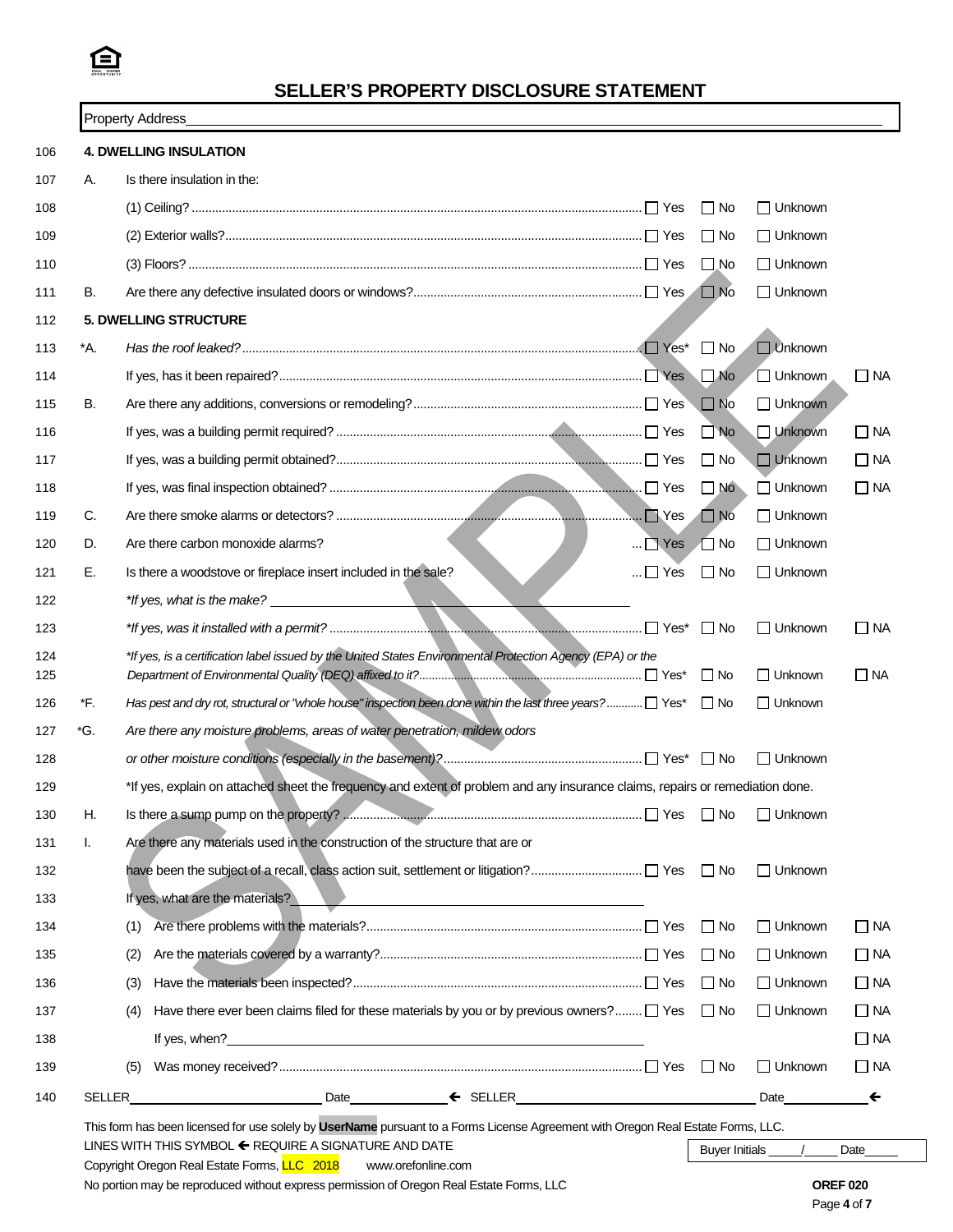# SELLER'S PROPERTY DISCLOSURE STATEMENT

Property Address\_\_\_\_\_\_\_\_\_\_\_\_\_\_\_\_\_\_\_\_\_\_\_\_\_\_\_\_\_\_\_\_\_\_\_\_\_\_\_\_

| Line | | | | | | |
|---|---|---|---|---|---|---|
| 106 | **4. DWELLING INSULATION** | | | | | |
| 107 | A. Is there insulation in the: | | | | | |
| 108 | (1) Ceiling? | ☐ Yes | ☐ No | ☐ Unknown | | |
| 109 | (2) Exterior walls? | ☐ Yes | ☐ No | ☐ Unknown | | |
| 110 | (3) Floors? | ☐ Yes | ☐ No | ☐ Unknown | | |
| 111 | B. Are there any defective insulated doors or windows? | ☐ Yes | ☐ No | ☐ Unknown | | |
| 112 | **5. DWELLING STRUCTURE** | | | | | |
| 113 | *A. *Has the roof leaked?* | ☐ Yes* | ☐ No | ☐ Unknown | | |
| 114 | If yes, has it been repaired? | ☐ Yes | ☐ No | ☐ Unknown | ☐ NA | |
| 115 | B. Are there any additions, conversions or remodeling? | ☐ Yes | ☐ No | ☐ Unknown | | |
| 116 | If yes, was a building permit required? | ☐ Yes | ☐ No | ☐ Unknown | ☐ NA | |
| 117 | If yes, was a building permit obtained? | ☐ Yes | ☐ No | ☐ Unknown | ☐ NA | |
| 118 | If yes, was final inspection obtained? | ☐ Yes | ☐ No | ☐ Unknown | ☐ NA | |
| 119 | C. Are there smoke alarms or detectors? | ☐ Yes | ☐ No | ☐ Unknown | | |
| 120 | D. Are there carbon monoxide alarms? | ☐ Yes | ☐ No | ☐ Unknown | | |
| 121 | E. Is there a woodstove or fireplace insert included in the sale? | ☐ Yes | ☐ No | ☐ Unknown | | |
| 122 | **If yes, what is the make?* \_\_\_\_\_\_\_\_\_\_\_\_\_\_\_\_ | | | | | |
| 123 | **If yes, was it installed with a permit?* | ☐ Yes* | ☐ No | ☐ Unknown | ☐ NA | |
| 124–125 | **If yes, is a certification label issued by the United States Environmental Protection Agency (EPA) or the Department of Environmental Quality (DEQ) affixed to it?* | ☐ Yes* | ☐ No | ☐ Unknown | ☐ NA | |
| 126 | *F. *Has pest and dry rot, structural or "whole house" inspection been done within the last three years?* | ☐ Yes* | ☐ No | ☐ Unknown | | |
| 127–128 | *G. *Are there any moisture problems, areas of water penetration, mildew odors or other moisture conditions (especially in the basement)?* | ☐ Yes* | ☐ No | ☐ Unknown | | |
| 129 | *If yes, explain on attached sheet the frequency and extent of problem and any insurance claims, repairs or remediation done. | | | | | |
| 130 | H. Is there a sump pump on the property? | ☐ Yes | ☐ No | ☐ Unknown | | |
| 131–132 | I. Are there any materials used in the construction of the structure that are or have been the subject of a recall, class action suit, settlement or litigation? | ☐ Yes | ☐ No | ☐ Unknown | | |
| 133 | If yes, what are the materials? \_\_\_\_\_\_\_\_\_\_\_\_\_\_\_\_ | | | | | |
| 134 | (1) Are there problems with the materials? | ☐ Yes | ☐ No | ☐ Unknown | ☐ NA | |
| 135 | (2) Are the materials covered by a warranty? | ☐ Yes | ☐ No | ☐ Unknown | ☐ NA | |
| 136 | (3) Have the materials been inspected? | ☐ Yes | ☐ No | ☐ Unknown | ☐ NA | |
| 137 | (4) Have there ever been claims filed for these materials by you or by previous owners? | ☐ Yes | ☐ No | ☐ Unknown | ☐ NA | |
| 138 | If yes, when? \_\_\_\_\_\_\_\_\_\_\_\_\_\_\_\_ | | | | ☐ NA | |
| 139 | (5) Was money received? | ☐ Yes | ☐ No | ☐ Unknown | ☐ NA | |

140 SELLER\_\_\_\_\_\_\_\_\_\_\_\_\_\_\_\_ Date\_\_\_\_\_\_\_\_\_\_ ← SELLER\_\_\_\_\_\_\_\_\_\_\_\_\_\_\_\_ Date\_\_\_\_\_\_\_\_\_\_ ←

This form has been licensed for use solely by **UserName** pursuant to a Forms License Agreement with Oregon Real Estate Forms, LLC.

LINES WITH THIS SYMBOL ← REQUIRE A SIGNATURE AND DATE

Buyer Initials \_\_\_\_\_/\_\_\_\_\_ Date\_\_\_\_\_

Copyright Oregon Real Estate Forms, LLC 2018 www.orefonline.com

No portion may be reproduced without express permission of Oregon Real Estate Forms, LLC

**OREF 020**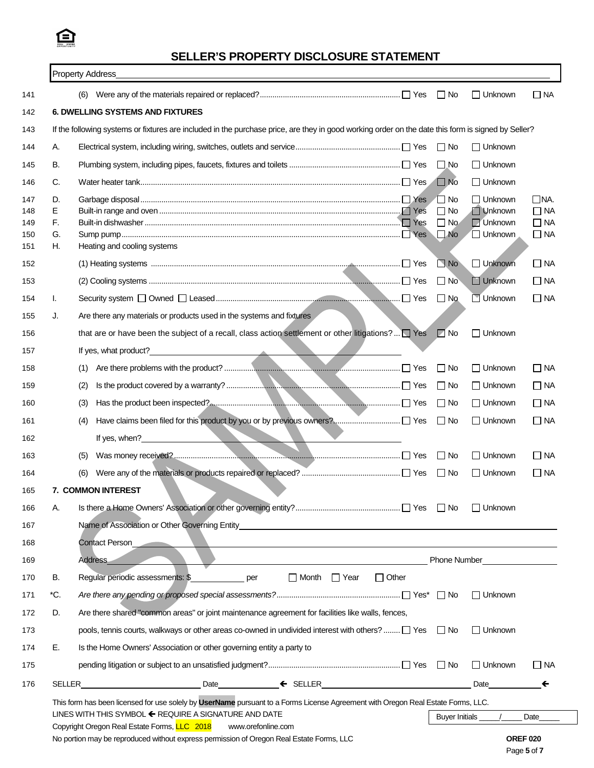# SELLER'S PROPERTY DISCLOSURE STATEMENT

Property Address\_\_\_\_\_\_\_\_\_\_\_\_\_\_\_\_\_\_\_\_\_\_\_\_\_\_\_\_\_\_\_\_\_\_\_\_\_\_\_\_

141 (6) Were any of the materials repaired or replaced? ☐ Yes ☐ No ☐ Unknown ☐ NA

142 **6. DWELLING SYSTEMS AND FIXTURES**

143 If the following systems or fixtures are included in the purchase price, are they in good working order on the date this form is signed by Seller?

144 A. Electrical system, including wiring, switches, outlets and service ☐ Yes ☐ No ☐ Unknown

145 B. Plumbing system, including pipes, faucets, fixtures and toilets ☐ Yes ☐ No ☐ Unknown

146 C. Water heater tank ☐ Yes ☐ No ☐ Unknown

147 D. Garbage disposal ☐ Yes ☐ No ☐ Unknown ☐ NA.

148 E Built-in range and oven ☐ Yes ☐ No ☐ Unknown ☐ NA

149 F. Built-in dishwasher ☐ Yes ☐ No ☐ Unknown ☐ NA

150 G. Sump pump ☐ Yes ☐ No ☐ Unknown ☐ NA

151 H. Heating and cooling systems

152 (1) Heating systems ☐ Yes ☐ No ☐ Unknown ☐ NA

153 (2) Cooling systems ☐ Yes ☐ No ☐ Unknown ☐ NA

154 I. Security system ☐ Owned ☐ Leased ☐ Yes ☐ No ☐ Unknown ☐ NA

155 J. Are there any materials or products used in the systems and fixtures

156 that are or have been the subject of a recall, class action settlement or other litigations? ☐ Yes ☐ No ☐ Unknown

157 If yes, what product?\_\_\_\_\_\_\_\_\_\_\_\_\_\_\_\_\_\_\_\_\_\_\_\_\_\_\_\_\_\_\_\_\_\_\_\_\_\_\_\_

158 (1) Are there problems with the product? ☐ Yes ☐ No ☐ Unknown ☐ NA

159 (2) Is the product covered by a warranty? ☐ Yes ☐ No ☐ Unknown ☐ NA

160 (3) Has the product been inspected? ☐ Yes ☐ No ☐ Unknown ☐ NA

161 (4) Have claims been filed for this product by you or by previous owners? ☐ Yes ☐ No ☐ Unknown ☐ NA

162 If yes, when?\_\_\_\_\_\_\_\_\_\_\_\_\_\_\_\_\_\_\_\_\_\_\_\_\_\_\_\_\_\_\_\_\_\_\_\_\_\_\_\_

163 (5) Was money received? ☐ Yes ☐ No ☐ Unknown ☐ NA

164 (6) Were any of the materials or products repaired or replaced? ☐ Yes ☐ No ☐ Unknown ☐ NA

165 **7. COMMON INTEREST**

166 A. Is there a Home Owners' Association or other governing entity? ☐ Yes ☐ No ☐ Unknown

167 Name of Association or Other Governing Entity\_\_\_\_\_\_\_\_\_\_\_\_\_\_\_\_\_\_\_\_\_\_\_\_\_\_\_\_\_\_\_\_\_\_\_\_\_\_\_\_

168 Contact Person\_\_\_\_\_\_\_\_\_\_\_\_\_\_\_\_\_\_\_\_\_\_\_\_\_\_\_\_\_\_\_\_\_\_\_\_\_\_\_\_

169 Address\_\_\_\_\_\_\_\_\_\_\_\_\_\_\_\_\_\_\_\_\_\_\_\_\_\_\_\_\_\_\_\_\_\_\_\_\_\_\_\_ Phone Number\_\_\_\_\_\_\_\_\_\_\_\_\_\_\_\_

170 B. Regular periodic assessments: $\_\_\_\_\_\_\_\_\_\_\_\_ per ☐ Month ☐ Year ☐ Other

171 *C. *Are there any pending or proposed special assessments?* ☐ Yes* ☐ No ☐ Unknown

172 D. Are there shared "common areas" or joint maintenance agreement for facilities like walls, fences,

173 pools, tennis courts, walkways or other areas co-owned in undivided interest with others? ☐ Yes ☐ No ☐ Unknown

174 E. Is the Home Owners' Association or other governing entity a party to

175 pending litigation or subject to an unsatisfied judgment? ☐ Yes ☐ No ☐ Unknown ☐ NA

176 SELLER\_\_\_\_\_\_\_\_\_\_\_\_\_\_\_\_\_\_\_\_\_\_\_\_\_\_ Date\_\_\_\_\_\_\_\_\_\_\_\_\_\_ ← SELLER\_\_\_\_\_\_\_\_\_\_\_\_\_\_\_\_\_\_\_\_\_\_\_\_\_\_\_\_\_\_\_\_\_\_ Date\_\_\_\_\_\_\_\_\_\_\_\_\_ ←

This form has been licensed for use solely by **UserName** pursuant to a Forms License Agreement with Oregon Real Estate Forms, LLC.

LINES WITH THIS SYMBOL ← REQUIRE A SIGNATURE AND DATE

Buyer Initials \_\_\_\_\_/\_\_\_\_\_ Date\_\_\_\_\_

Copyright Oregon Real Estate Forms, LLC 2018 www.orefonline.com

No portion may be reproduced without express permission of Oregon Real Estate Forms, LLC

**OREF 020**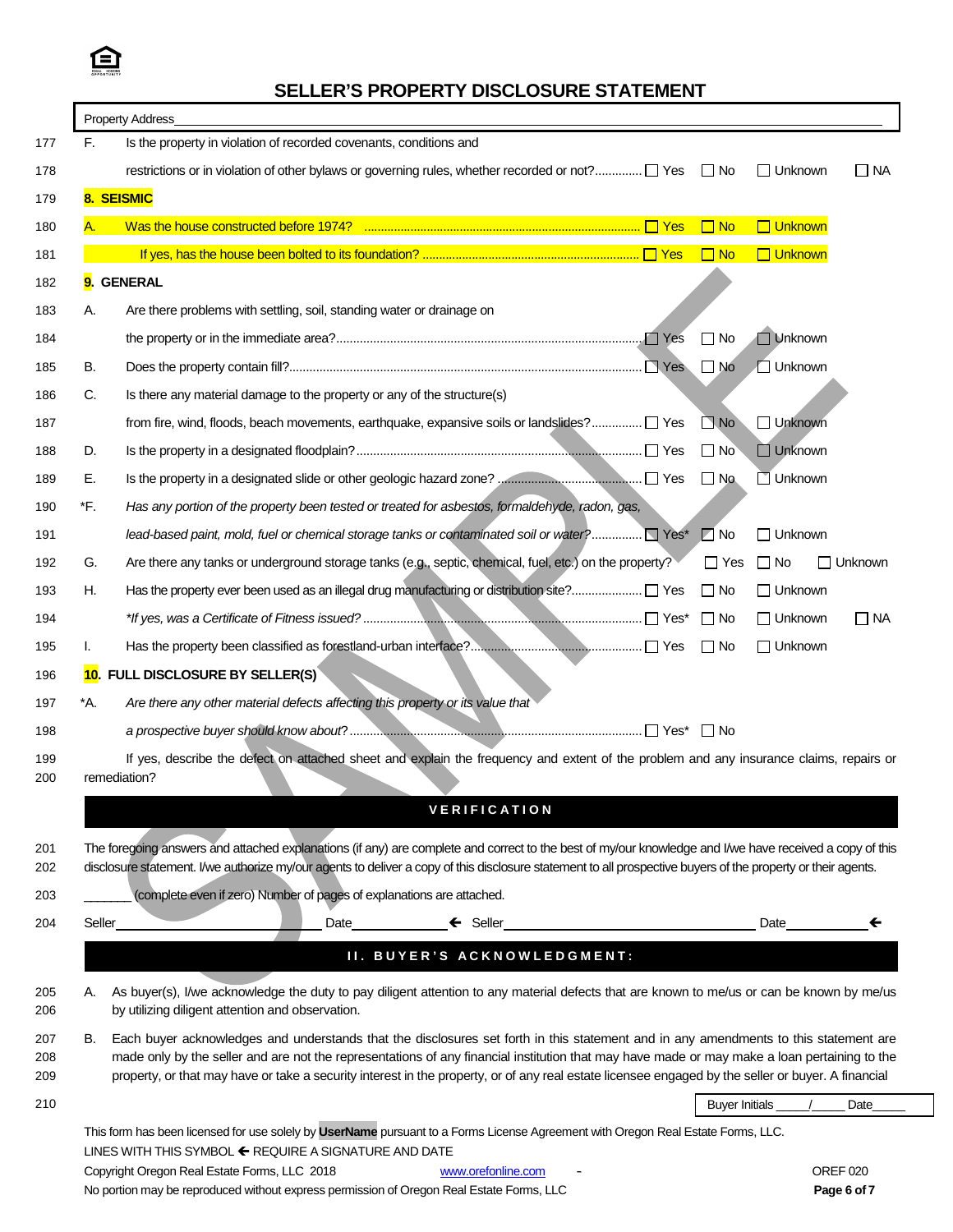## SELLER'S PROPERTY DISCLOSURE STATEMENT

Property Address\_\_\_\_\_\_\_\_\_\_\_\_\_\_\_\_\_\_\_\_\_\_\_\_\_\_\_\_\_\_\_\_\_\_\_\_\_\_\_\_

177 F. Is the property in violation of recorded covenants, conditions and

178 restrictions or in violation of other bylaws or governing rules, whether recorded or not?.............. ☐ Yes ☐ No ☐ Unknown ☐ NA

179 **8. SEISMIC**

180 A. Was the house constructed before 1974? .................................................................................... ☐ Yes ☐ No ☐ Unknown

181 If yes, has the house been bolted to its foundation? ................................................................. ☐ Yes ☐ No ☐ Unknown

182 **9. GENERAL**

183 A. Are there problems with settling, soil, standing water or drainage on

184 the property or in the immediate area?.......................................................................................... ☐ Yes ☐ No ☐ Unknown

185 B. Does the property contain fill?........................................................................................................ ☐ Yes ☐ No ☐ Unknown

186 C. Is there any material damage to the property or any of the structure(s)

187 from fire, wind, floods, beach movements, earthquake, expansive soils or landslides?............... ☐ Yes ☐ No ☐ Unknown

188 D. Is the property in a designated floodplain?..................................................................................... ☐ Yes ☐ No ☐ Unknown

189 E. Is the property in a designated slide or other geologic hazard zone? .......................................... ☐ Yes ☐ No ☐ Unknown

190 *F. *Has any portion of the property been tested or treated for asbestos, formaldehyde, radon, gas,*

191 *lead-based paint, mold, fuel or chemical storage tanks or contaminated soil or water?*............... ☐ Yes* ☐ No ☐ Unknown

192 G. Are there any tanks or underground storage tanks (e.g., septic, chemical, fuel, etc.) on the property? ☐ Yes ☐ No ☐ Unknown

193 H. Has the property ever been used as an illegal drug manufacturing or distribution site?..................... ☐ Yes ☐ No ☐ Unknown

194 *\*If yes, was a Certificate of Fitness issued?* ................................................................................... ☐ Yes* ☐ No ☐ Unknown ☐ NA

195 I. Has the property been classified as forestland-urban interface?..................................................... ☐ Yes ☐ No ☐ Unknown

196 **10. FULL DISCLOSURE BY SELLER(S)**

197 *A. *Are there any other material defects affecting this property or its value that*

198 *a prospective buyer should know about?*....................................................................................... ☐ Yes* ☐ No

199 If yes, describe the defect on attached sheet and explain the frequency and extent of the problem and any insurance claims, repairs or

200 remediation?

### VERIFICATION

201 The foregoing answers and attached explanations (if any) are complete and correct to the best of my/our knowledge and I/we have received a copy of this

202 disclosure statement. I/we authorize my/our agents to deliver a copy of this disclosure statement to all prospective buyers of the property or their agents.

203 \_\_\_\_\_\_\_ (complete even if zero) Number of pages of explanations are attached.

204 Seller\_\_\_\_\_\_\_\_\_\_\_\_\_\_\_\_\_\_\_\_ Date\_\_\_\_\_\_\_\_\_\_ ← Seller\_\_\_\_\_\_\_\_\_\_\_\_\_\_\_\_\_\_\_\_ Date\_\_\_\_\_\_\_\_\_\_ ←

### II. BUYER'S ACKNOWLEDGMENT:

205 A. As buyer(s), I/we acknowledge the duty to pay diligent attention to any material defects that are known to me/us or can be known by me/us

206 by utilizing diligent attention and observation.

207 B. Each buyer acknowledges and understands that the disclosures set forth in this statement and in any amendments to this statement are

208 made only by the seller and are not the representations of any financial institution that may have made or may make a loan pertaining to the

209 property, or that may have or take a security interest in the property, or of any real estate licensee engaged by the seller or buyer. A financial

210 Buyer Initials \_\_\_\_\_/\_\_\_\_\_ Date\_\_\_\_\_

This form has been licensed for use solely by **UserName** pursuant to a Forms License Agreement with Oregon Real Estate Forms, LLC.
LINES WITH THIS SYMBOL ← REQUIRE A SIGNATURE AND DATE
Copyright Oregon Real Estate Forms, LLC 2018 www.orefonline.com - OREF 020
No portion may be reproduced without express permission of Oregon Real Estate Forms, LLC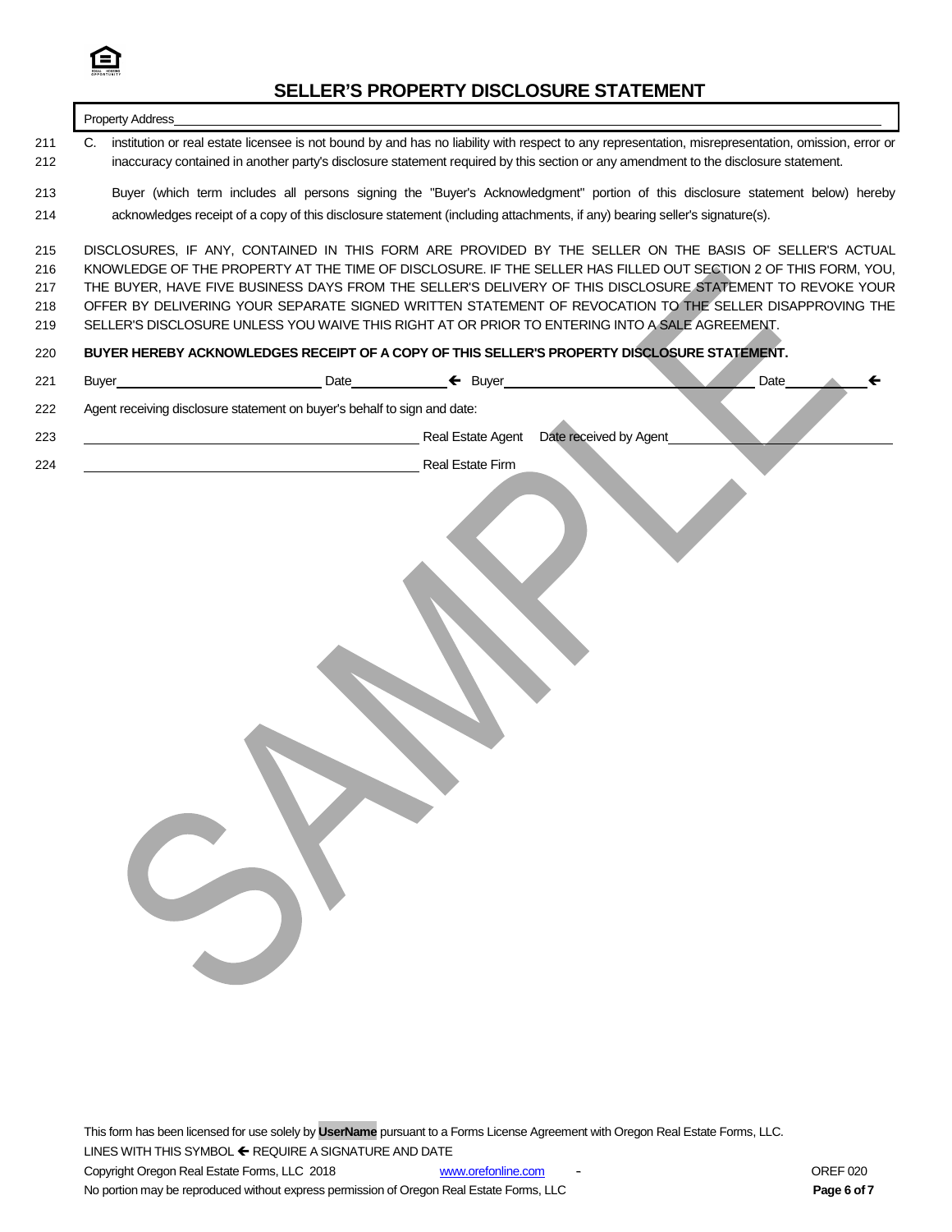# SELLER'S PROPERTY DISCLOSURE STATEMENT

Property Address_______________________________________________

211 C. institution or real estate licensee is not bound by and has no liability with respect to any representation, misrepresentation, omission, error or
212 inaccuracy contained in another party's disclosure statement required by this section or any amendment to the disclosure statement.

213 Buyer (which term includes all persons signing the "Buyer's Acknowledgment" portion of this disclosure statement below) hereby
214 acknowledges receipt of a copy of this disclosure statement (including attachments, if any) bearing seller's signature(s).

215 DISCLOSURES, IF ANY, CONTAINED IN THIS FORM ARE PROVIDED BY THE SELLER ON THE BASIS OF SELLER'S ACTUAL
216 KNOWLEDGE OF THE PROPERTY AT THE TIME OF DISCLOSURE. IF THE SELLER HAS FILLED OUT SECTION 2 OF THIS FORM, YOU,
217 THE BUYER, HAVE FIVE BUSINESS DAYS FROM THE SELLER'S DELIVERY OF THIS DISCLOSURE STATEMENT TO REVOKE YOUR
218 OFFER BY DELIVERING YOUR SEPARATE SIGNED WRITTEN STATEMENT OF REVOCATION TO THE SELLER DISAPPROVING THE
219 SELLER'S DISCLOSURE UNLESS YOU WAIVE THIS RIGHT AT OR PRIOR TO ENTERING INTO A SALE AGREEMENT.

220 **BUYER HEREBY ACKNOWLEDGES RECEIPT OF A COPY OF THIS SELLER'S PROPERTY DISCLOSURE STATEMENT.**

221 Buyer______________________ Date____________ ← Buyer______________________ Date__________ ←

222 Agent receiving disclosure statement on buyer's behalf to sign and date:

223 ______________________________ Real Estate Agent Date received by Agent______________________

224 ______________________________ Real Estate Firm

SAMPLE

This form has been licensed for use solely by **UserName** pursuant to a Forms License Agreement with Oregon Real Estate Forms, LLC.

LINES WITH THIS SYMBOL ← REQUIRE A SIGNATURE AND DATE

Copyright Oregon Real Estate Forms, LLC 2018 www.orefonline.com - OREF 020

No portion may be reproduced without express permission of Oregon Real Estate Forms, LLC